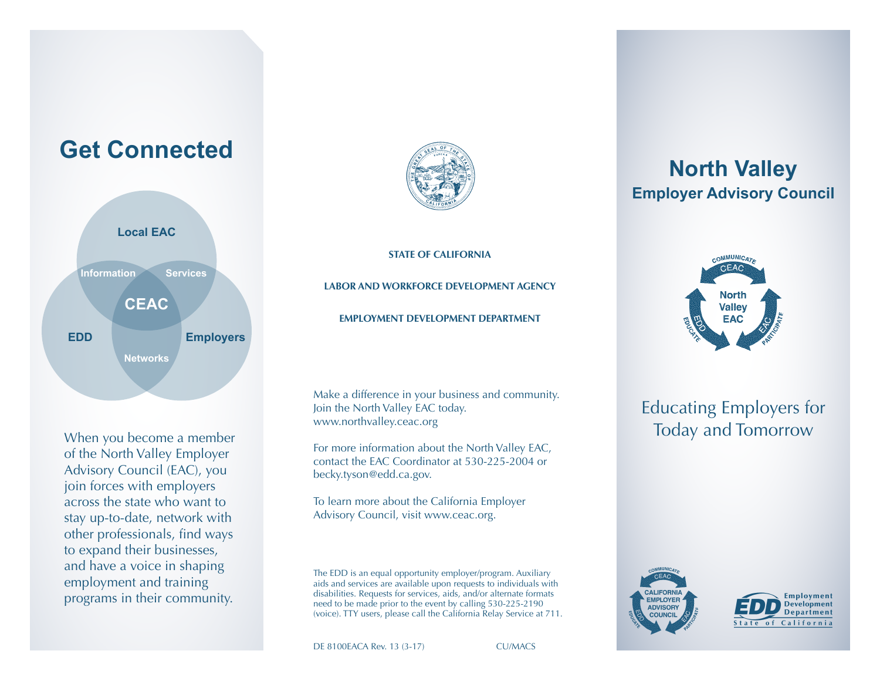## Get Connected

Local EAC

Information Services

CEAC

EDD Employers

Networks

When you become a member of the North Valley Employer Advisory Council (EAC), you join forces with employers across the state who want to stay up-to-date, network with other professionals, find ways to expand their businesses, and have a voice in shaping employment and training programs in their community.

**STATE OF CALIFORNIA**

**LABOR AND WORKFORCE DEVELOPMENT AGENCY**

**EMPLOYMENT DEVELOPMENT DEPARTMENT**

Make a difference in your business and community. Join the North Valley EAC today. www.northvalley.ceac.org

For more information about the North Valley EAC, contact the EAC Coordinator at 530-225-2004 or becky.tyson@edd.ca.gov.

To learn more about the California Employer Advisory Council, visit www.ceac.org.

The EDD is an equal opportunity employer/program. Auxiliary aids and services are available upon requests to individuals with disabilities. Requests for services, aids, and/or alternate formats need to be made prior to the event by calling 530-225-2190 (voice). TTY users, please call the California Relay Service at 711.

DE 8100EACA Rev. 13 (3-17) CU/MACS

# North Valley

## Employer Advisory Council

COMMUNICATE CEAC North Valley EAC EDD EDUCATE EAC PARTICIPATE

Educating Employers for Today and Tomorrow

COMMUNICATE CEAC CALIFORNIA EMPLOYER ADVISORY COUNCIL EDD EDUCATE EAC PARTICIPATE

EDD Employment Development Department State of California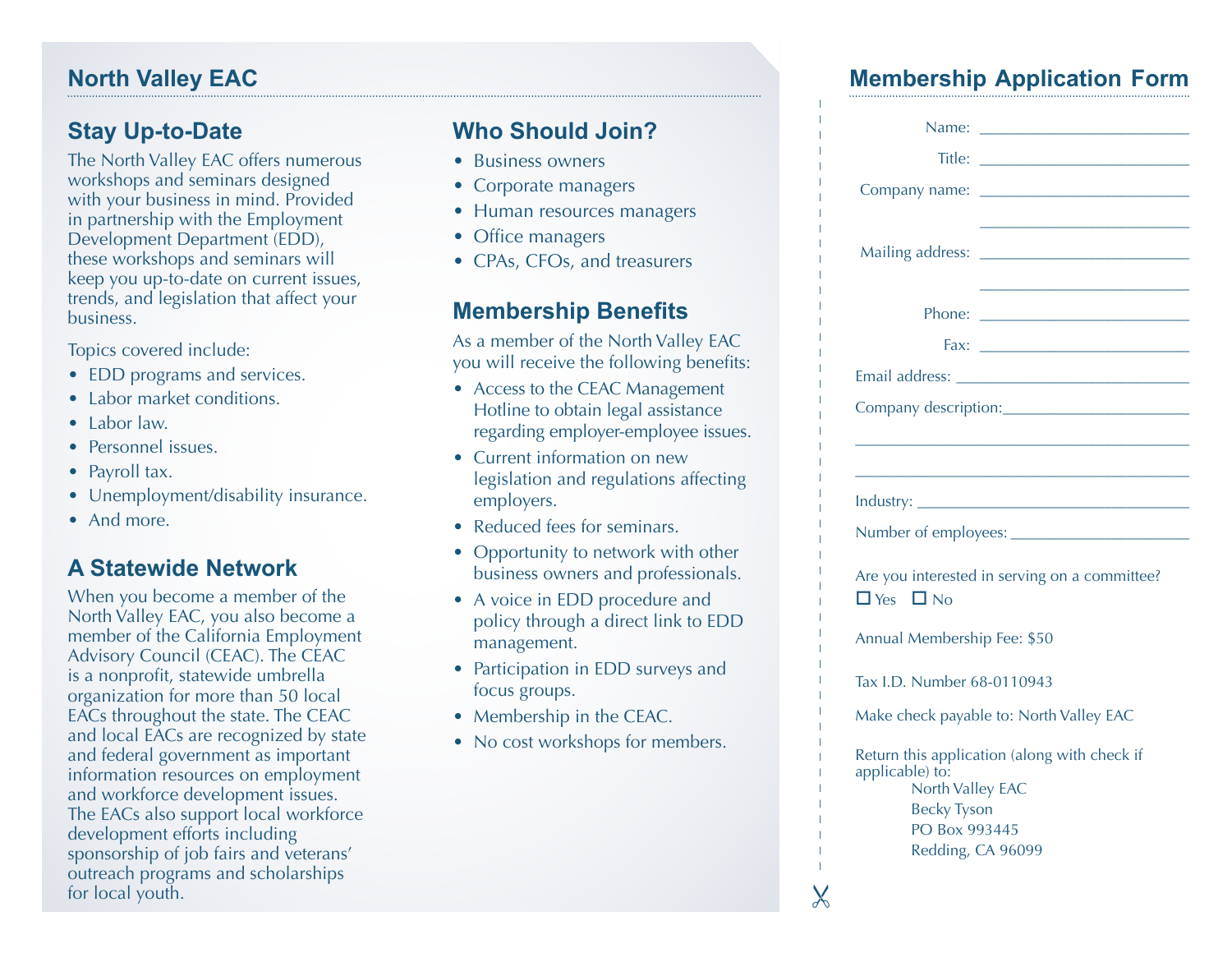# North Valley EAC

## Stay Up-to-Date

The North Valley EAC offers numerous workshops and seminars designed with your business in mind. Provided in partnership with the Employment Development Department (EDD), these workshops and seminars will keep you up-to-date on current issues, trends, and legislation that affect your business.

Topics covered include:

- EDD programs and services.
- Labor market conditions.
- Labor law.
- Personnel issues.
- Payroll tax.
- Unemployment/disability insurance.
- And more.

## A Statewide Network

When you become a member of the North Valley EAC, you also become a member of the California Employment Advisory Council (CEAC). The CEAC is a nonprofit, statewide umbrella organization for more than 50 local EACs throughout the state. The CEAC and local EACs are recognized by state and federal government as important information resources on employment and workforce development issues. The EACs also support local workforce development efforts including sponsorship of job fairs and veterans' outreach programs and scholarships for local youth.

## Who Should Join?

- Business owners
- Corporate managers
- Human resources managers
- Office managers
- CPAs, CFOs, and treasurers

## Membership Benefits

As a member of the North Valley EAC you will receive the following benefits:

- Access to the CEAC Management Hotline to obtain legal assistance regarding employer-employee issues.
- Current information on new legislation and regulations affecting employers.
- Reduced fees for seminars.
- Opportunity to network with other business owners and professionals.
- A voice in EDD procedure and policy through a direct link to EDD management.
- Participation in EDD surveys and focus groups.
- Membership in the CEAC.
- No cost workshops for members.

# Membership Application Form

Name: ______________________

Title: ______________________

Company name: ______________________

______________________

Mailing address: ______________________

______________________

Phone: ______________________

Fax: ______________________

Email address: ______________________

Company description: ______________________

______________________

______________________

Industry: ______________________

Number of employees: ______________________

Are you interested in serving on a committee?

☐ Yes ☐ No

Annual Membership Fee: $50

Tax I.D. Number 68-0110943

Make check payable to: North Valley EAC

Return this application (along with check if applicable) to:

North Valley EAC
Becky Tyson
PO Box 993445
Redding, CA 96099